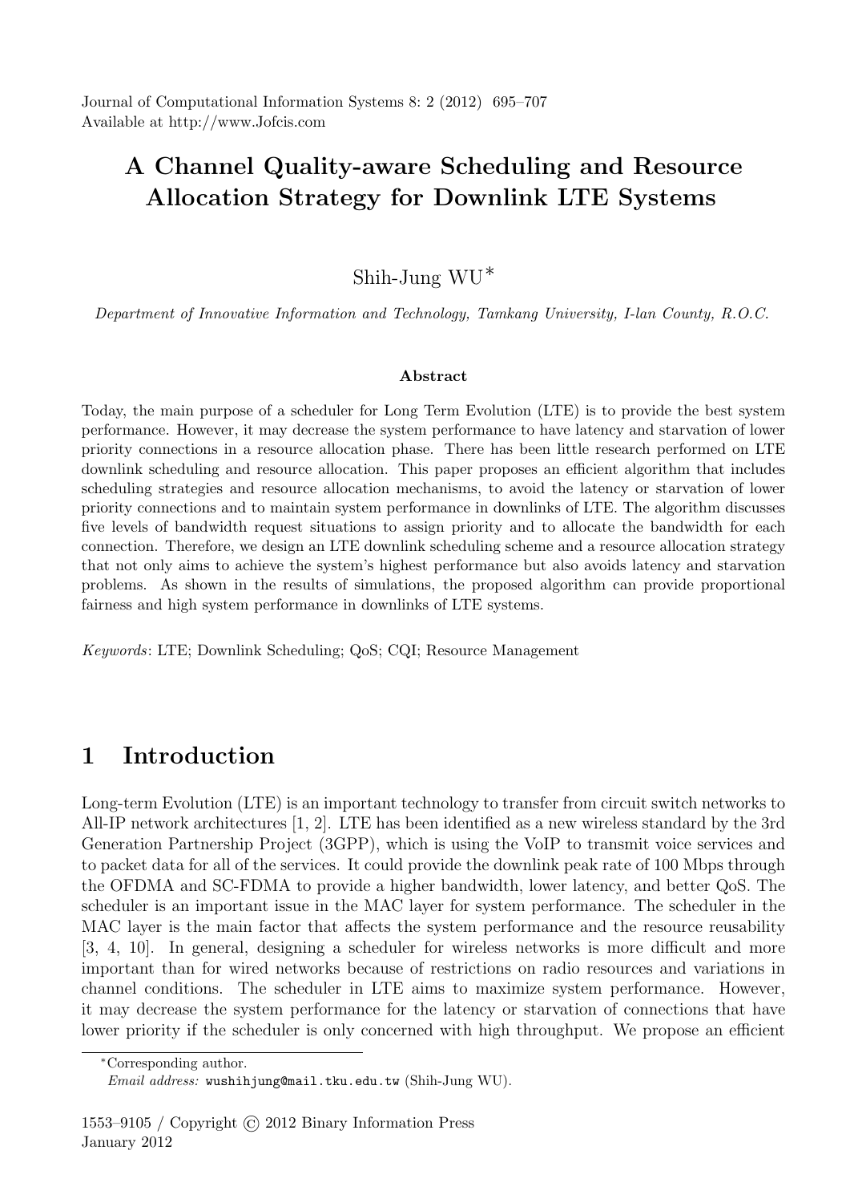# A Channel Quality-aware Scheduling and Resource Allocation Strategy for Downlink LTE Systems

Shih-Jung WU*

*Department of Innovative Information and Technology, Tamkang University, I-lan County, R.O.C.*

### Abstract

Today, the main purpose of a scheduler for Long Term Evolution (LTE) is to provide the best system performance. However, it may decrease the system performance to have latency and starvation of lower priority connections in a resource allocation phase. There has been little research performed on LTE downlink scheduling and resource allocation. This paper proposes an efficient algorithm that includes scheduling strategies and resource allocation mechanisms, to avoid the latency or starvation of lower priority connections and to maintain system performance in downlinks of LTE. The algorithm discusses five levels of bandwidth request situations to assign priority and to allocate the bandwidth for each connection. Therefore, we design an LTE downlink scheduling scheme and a resource allocation strategy that not only aims to achieve the system's highest performance but also avoids latency and starvation problems. As shown in the results of simulations, the proposed algorithm can provide proportional fairness and high system performance in downlinks of LTE systems.

*Keywords*: LTE; Downlink Scheduling; QoS; CQI; Resource Management

## 1 Introduction

Long-term Evolution (LTE) is an important technology to transfer from circuit switch networks to All-IP network architectures [1, 2]. LTE has been identified as a new wireless standard by the 3rd Generation Partnership Project (3GPP), which is using the VoIP to transmit voice services and to packet data for all of the services. It could provide the downlink peak rate of 100 Mbps through the OFDMA and SC-FDMA to provide a higher bandwidth, lower latency, and better QoS. The scheduler is an important issue in the MAC layer for system performance. The scheduler in the MAC layer is the main factor that affects the system performance and the resource reusability [3, 4, 10]. In general, designing a scheduler for wireless networks is more difficult and more important than for wired networks because of restrictions on radio resources and variations in channel conditions. The scheduler in LTE aims to maximize system performance. However, it may decrease the system performance for the latency or starvation of connections that have lower priority if the scheduler is only concerned with high throughput. We propose an efficient

*Corresponding author.
*Email address:* wushihjung@mail.tku.edu.tw (Shih-Jung WU).

1553–9105 / Copyright © 2012 Binary Information Press
January 2012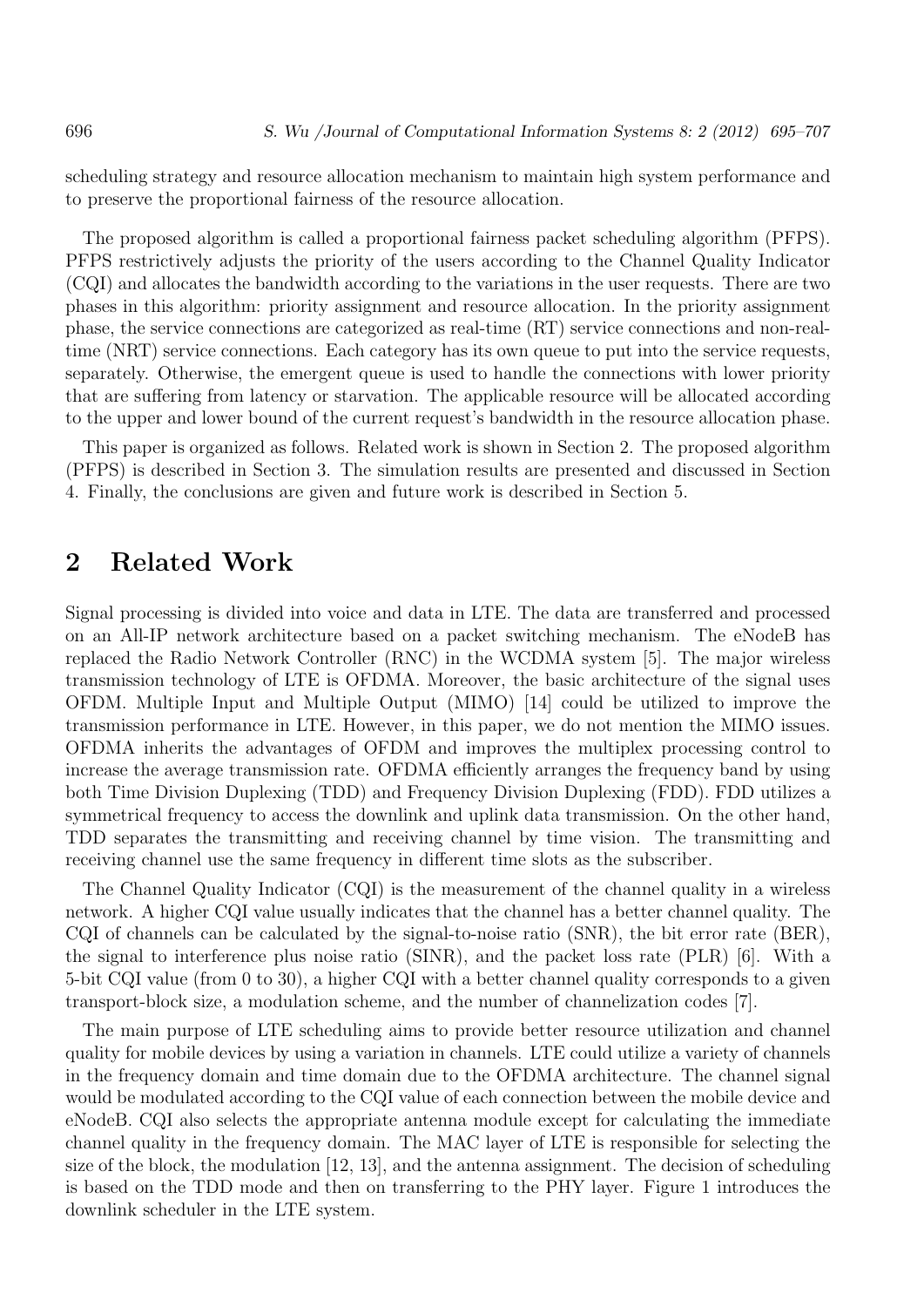scheduling strategy and resource allocation mechanism to maintain high system performance and to preserve the proportional fairness of the resource allocation.

The proposed algorithm is called a proportional fairness packet scheduling algorithm (PFPS). PFPS restrictively adjusts the priority of the users according to the Channel Quality Indicator (CQI) and allocates the bandwidth according to the variations in the user requests. There are two phases in this algorithm: priority assignment and resource allocation. In the priority assignment phase, the service connections are categorized as real-time (RT) service connections and non-real-time (NRT) service connections. Each category has its own queue to put into the service requests, separately. Otherwise, the emergent queue is used to handle the connections with lower priority that are suffering from latency or starvation. The applicable resource will be allocated according to the upper and lower bound of the current request's bandwidth in the resource allocation phase.

This paper is organized as follows. Related work is shown in Section 2. The proposed algorithm (PFPS) is described in Section 3. The simulation results are presented and discussed in Section 4. Finally, the conclusions are given and future work is described in Section 5.

## 2 Related Work

Signal processing is divided into voice and data in LTE. The data are transferred and processed on an All-IP network architecture based on a packet switching mechanism. The eNodeB has replaced the Radio Network Controller (RNC) in the WCDMA system [5]. The major wireless transmission technology of LTE is OFDMA. Moreover, the basic architecture of the signal uses OFDM. Multiple Input and Multiple Output (MIMO) [14] could be utilized to improve the transmission performance in LTE. However, in this paper, we do not mention the MIMO issues. OFDMA inherits the advantages of OFDM and improves the multiplex processing control to increase the average transmission rate. OFDMA efficiently arranges the frequency band by using both Time Division Duplexing (TDD) and Frequency Division Duplexing (FDD). FDD utilizes a symmetrical frequency to access the downlink and uplink data transmission. On the other hand, TDD separates the transmitting and receiving channel by time vision. The transmitting and receiving channel use the same frequency in different time slots as the subscriber.

The Channel Quality Indicator (CQI) is the measurement of the channel quality in a wireless network. A higher CQI value usually indicates that the channel has a better channel quality. The CQI of channels can be calculated by the signal-to-noise ratio (SNR), the bit error rate (BER), the signal to interference plus noise ratio (SINR), and the packet loss rate (PLR) [6]. With a 5-bit CQI value (from 0 to 30), a higher CQI with a better channel quality corresponds to a given transport-block size, a modulation scheme, and the number of channelization codes [7].

The main purpose of LTE scheduling aims to provide better resource utilization and channel quality for mobile devices by using a variation in channels. LTE could utilize a variety of channels in the frequency domain and time domain due to the OFDMA architecture. The channel signal would be modulated according to the CQI value of each connection between the mobile device and eNodeB. CQI also selects the appropriate antenna module except for calculating the immediate channel quality in the frequency domain. The MAC layer of LTE is responsible for selecting the size of the block, the modulation [12, 13], and the antenna assignment. The decision of scheduling is based on the TDD mode and then on transferring to the PHY layer. Figure 1 introduces the downlink scheduler in the LTE system.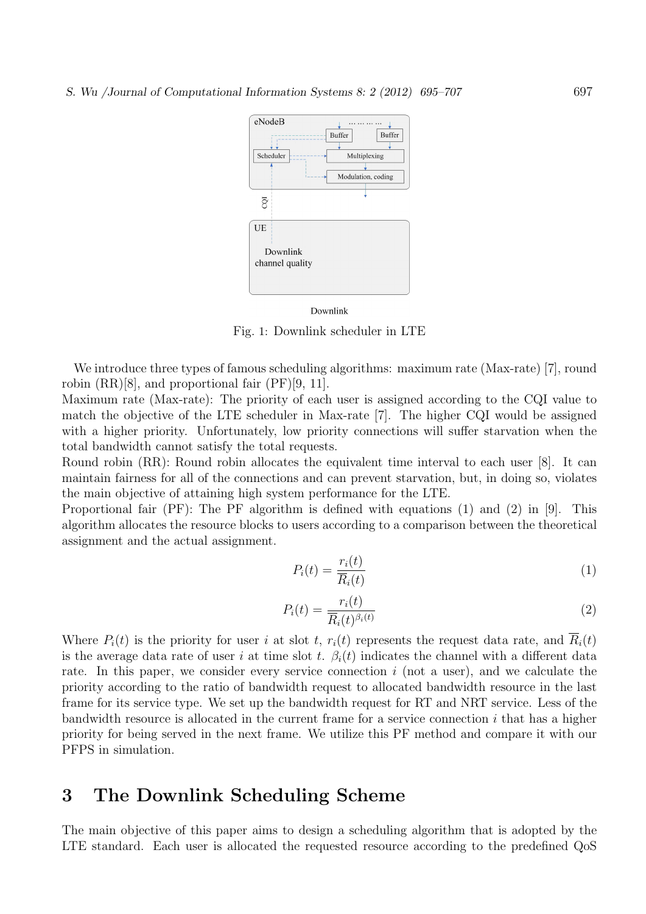Fig. 1: Downlink scheduler in LTE

We introduce three types of famous scheduling algorithms: maximum rate (Max-rate) [7], round robin (RR)[8], and proportional fair (PF)[9, 11].

Maximum rate (Max-rate): The priority of each user is assigned according to the CQI value to match the objective of the LTE scheduler in Max-rate [7]. The higher CQI would be assigned with a higher priority. Unfortunately, low priority connections will suffer starvation when the total bandwidth cannot satisfy the total requests.

Round robin (RR): Round robin allocates the equivalent time interval to each user [8]. It can maintain fairness for all of the connections and can prevent starvation, but, in doing so, violates the main objective of attaining high system performance for the LTE.

Proportional fair (PF): The PF algorithm is defined with equations (1) and (2) in [9]. This algorithm allocates the resource blocks to users according to a comparison between the theoretical assignment and the actual assignment.

$$P_i(t) = \frac{r_i(t)}{\overline{R}_i(t)} \tag{1}$$

$$P_i(t) = \frac{r_i(t)}{\overline{R}_i(t)^{\beta_i(t)}} \tag{2}$$

Where $P_i(t)$ is the priority for user $i$ at slot $t$, $r_i(t)$ represents the request data rate, and $\overline{R}_i(t)$ is the average data rate of user $i$ at time slot $t$. $\beta_i(t)$ indicates the channel with a different data rate. In this paper, we consider every service connection $i$ (not a user), and we calculate the priority according to the ratio of bandwidth request to allocated bandwidth resource in the last frame for its service type. We set up the bandwidth request for RT and NRT service. Less of the bandwidth resource is allocated in the current frame for a service connection $i$ that has a higher priority for being served in the next frame. We utilize this PF method and compare it with our PFPS in simulation.

# 3 The Downlink Scheduling Scheme

The main objective of this paper aims to design a scheduling algorithm that is adopted by the LTE standard. Each user is allocated the requested resource according to the predefined QoS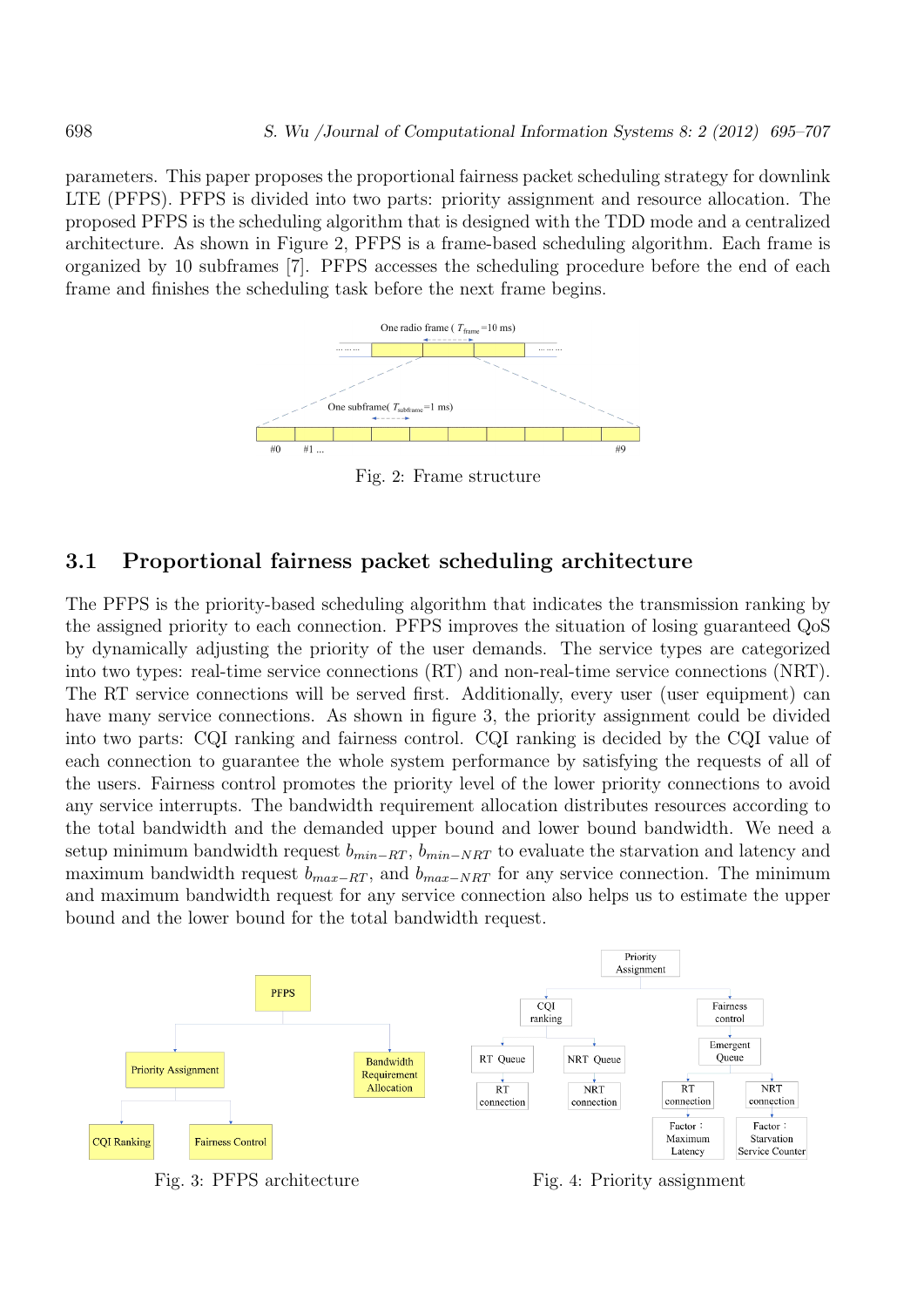parameters. This paper proposes the proportional fairness packet scheduling strategy for downlink LTE (PFPS). PFPS is divided into two parts: priority assignment and resource allocation. The proposed PFPS is the scheduling algorithm that is designed with the TDD mode and a centralized architecture. As shown in Figure 2, PFPS is a frame-based scheduling algorithm. Each frame is organized by 10 subframes [7]. PFPS accesses the scheduling procedure before the end of each frame and finishes the scheduling task before the next frame begins.

Fig. 2: Frame structure

## 3.1 Proportional fairness packet scheduling architecture

The PFPS is the priority-based scheduling algorithm that indicates the transmission ranking by the assigned priority to each connection. PFPS improves the situation of losing guaranteed QoS by dynamically adjusting the priority of the user demands. The service types are categorized into two types: real-time service connections (RT) and non-real-time service connections (NRT). The RT service connections will be served first. Additionally, every user (user equipment) can have many service connections. As shown in figure 3, the priority assignment could be divided into two parts: CQI ranking and fairness control. CQI ranking is decided by the CQI value of each connection to guarantee the whole system performance by satisfying the requests of all of the users. Fairness control promotes the priority level of the lower priority connections to avoid any service interrupts. The bandwidth requirement allocation distributes resources according to the total bandwidth and the demanded upper bound and lower bound bandwidth. We need a setup minimum bandwidth request $b_{min-RT}$, $b_{min-NRT}$ to evaluate the starvation and latency and maximum bandwidth request $b_{max-RT}$, and $b_{max-NRT}$ for any service connection. The minimum and maximum bandwidth request for any service connection also helps us to estimate the upper bound and the lower bound for the total bandwidth request.

Fig. 3: PFPS architecture

Fig. 4: Priority assignment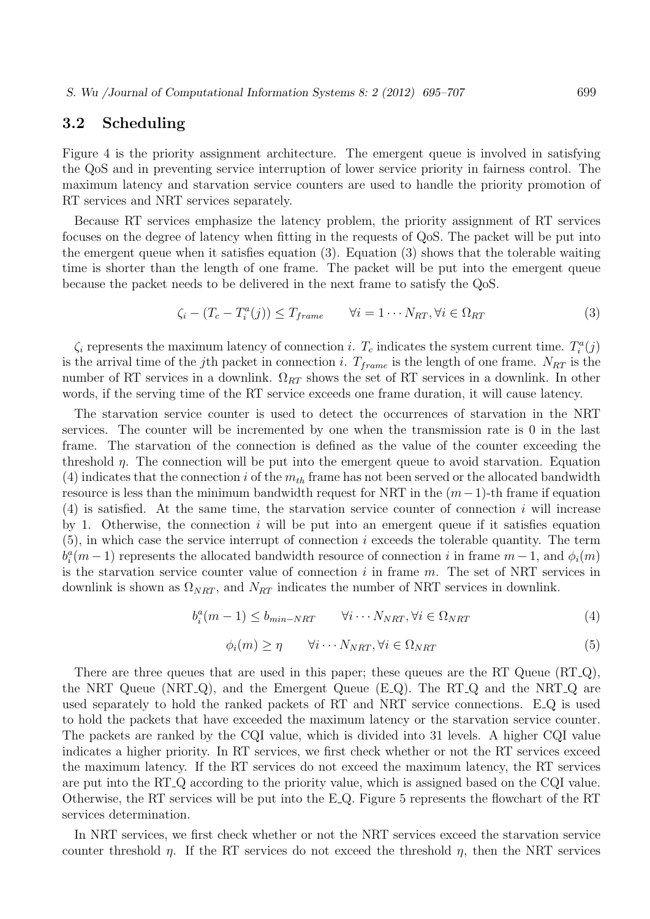## 3.2 Scheduling

Figure 4 is the priority assignment architecture. The emergent queue is involved in satisfying the QoS and in preventing service interruption of lower service priority in fairness control. The maximum latency and starvation service counters are used to handle the priority promotion of RT services and NRT services separately.

Because RT services emphasize the latency problem, the priority assignment of RT services focuses on the degree of latency when fitting in the requests of QoS. The packet will be put into the emergent queue when it satisfies equation (3). Equation (3) shows that the tolerable waiting time is shorter than the length of one frame. The packet will be put into the emergent queue because the packet needs to be delivered in the next frame to satisfy the QoS.

$$\zeta_i - (T_c - T_i^a(j)) \leq T_{frame} \qquad \forall i = 1 \cdots N_{RT}, \forall i \in \Omega_{RT} \tag{3}$$

$\zeta_i$ represents the maximum latency of connection $i$. $T_c$ indicates the system current time. $T_i^a(j)$ is the arrival time of the $j$th packet in connection $i$. $T_{frame}$ is the length of one frame. $N_{RT}$ is the number of RT services in a downlink. $\Omega_{RT}$ shows the set of RT services in a downlink. In other words, if the serving time of the RT service exceeds one frame duration, it will cause latency.

The starvation service counter is used to detect the occurrences of starvation in the NRT services. The counter will be incremented by one when the transmission rate is 0 in the last frame. The starvation of the connection is defined as the value of the counter exceeding the threshold $\eta$. The connection will be put into the emergent queue to avoid starvation. Equation (4) indicates that the connection $i$ of the $m_{th}$ frame has not been served or the allocated bandwidth resource is less than the minimum bandwidth request for NRT in the $(m-1)$-th frame if equation (4) is satisfied. At the same time, the starvation service counter of connection $i$ will increase by 1. Otherwise, the connection $i$ will be put into an emergent queue if it satisfies equation (5), in which case the service interrupt of connection $i$ exceeds the tolerable quantity. The term $b_i^a(m-1)$ represents the allocated bandwidth resource of connection $i$ in frame $m-1$, and $\phi_i(m)$ is the starvation service counter value of connection $i$ in frame $m$. The set of NRT services in downlink is shown as $\Omega_{NRT}$, and $N_{RT}$ indicates the number of NRT services in downlink.

$$b_i^a(m-1) \leq b_{min-NRT} \qquad \forall i \cdots N_{NRT}, \forall i \in \Omega_{NRT} \tag{4}$$

$$\phi_i(m) \geq \eta \qquad \forall i \cdots N_{NRT}, \forall i \in \Omega_{NRT} \tag{5}$$

There are three queues that are used in this paper; these queues are the RT Queue (RT_Q), the NRT Queue (NRT_Q), and the Emergent Queue (E_Q). The RT_Q and the NRT_Q are used separately to hold the ranked packets of RT and NRT service connections. E_Q is used to hold the packets that have exceeded the maximum latency or the starvation service counter. The packets are ranked by the CQI value, which is divided into 31 levels. A higher CQI value indicates a higher priority. In RT services, we first check whether or not the RT services exceed the maximum latency. If the RT services do not exceed the maximum latency, the RT services are put into the RT_Q according to the priority value, which is assigned based on the CQI value. Otherwise, the RT services will be put into the E_Q. Figure 5 represents the flowchart of the RT services determination.

In NRT services, we first check whether or not the NRT services exceed the starvation service counter threshold $\eta$. If the RT services do not exceed the threshold $\eta$, then the NRT services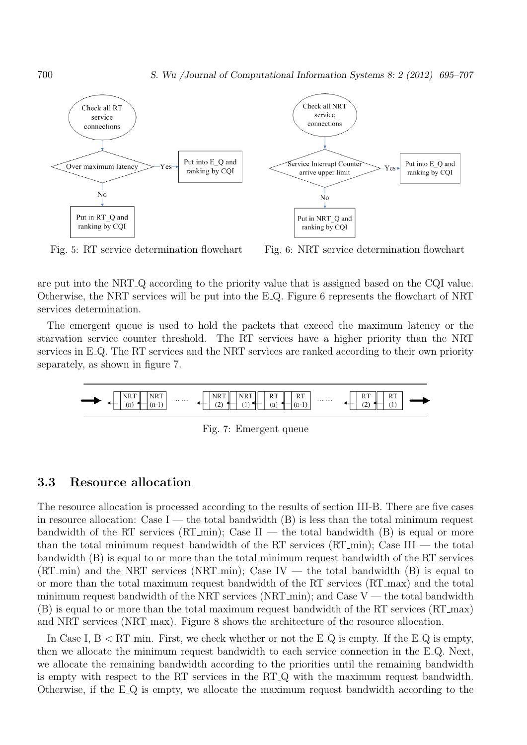Fig. 5: RT service determination flowchart

Fig. 6: NRT service determination flowchart

are put into the NRT_Q according to the priority value that is assigned based on the CQI value. Otherwise, the NRT services will be put into the E_Q. Figure 6 represents the flowchart of NRT services determination.

The emergent queue is used to hold the packets that exceed the maximum latency or the starvation service counter threshold. The RT services have a higher priority than the NRT services in E_Q. The RT services and the NRT services are ranked according to their own priority separately, as shown in figure 7.

Fig. 7: Emergent queue

### 3.3 Resource allocation

The resource allocation is processed according to the results of section III-B. There are five cases in resource allocation: Case I — the total bandwidth (B) is less than the total minimum request bandwidth of the RT services (RT_min); Case II — the total bandwidth (B) is equal or more than the total minimum request bandwidth of the RT services (RT_min); Case III — the total bandwidth (B) is equal to or more than the total minimum request bandwidth of the RT services (RT_min) and the NRT services (NRT_min); Case IV — the total bandwidth (B) is equal to or more than the total maximum request bandwidth of the RT services (RT_max) and the total minimum request bandwidth of the NRT services (NRT_min); and Case V — the total bandwidth (B) is equal to or more than the total maximum request bandwidth of the RT services (RT_max) and NRT services (NRT_max). Figure 8 shows the architecture of the resource allocation.

In Case I, B < RT_min. First, we check whether or not the E_Q is empty. If the E_Q is empty, then we allocate the minimum request bandwidth to each service connection in the E_Q. Next, we allocate the remaining bandwidth according to the priorities until the remaining bandwidth is empty with respect to the RT services in the RT_Q with the maximum request bandwidth. Otherwise, if the E_Q is empty, we allocate the maximum request bandwidth according to the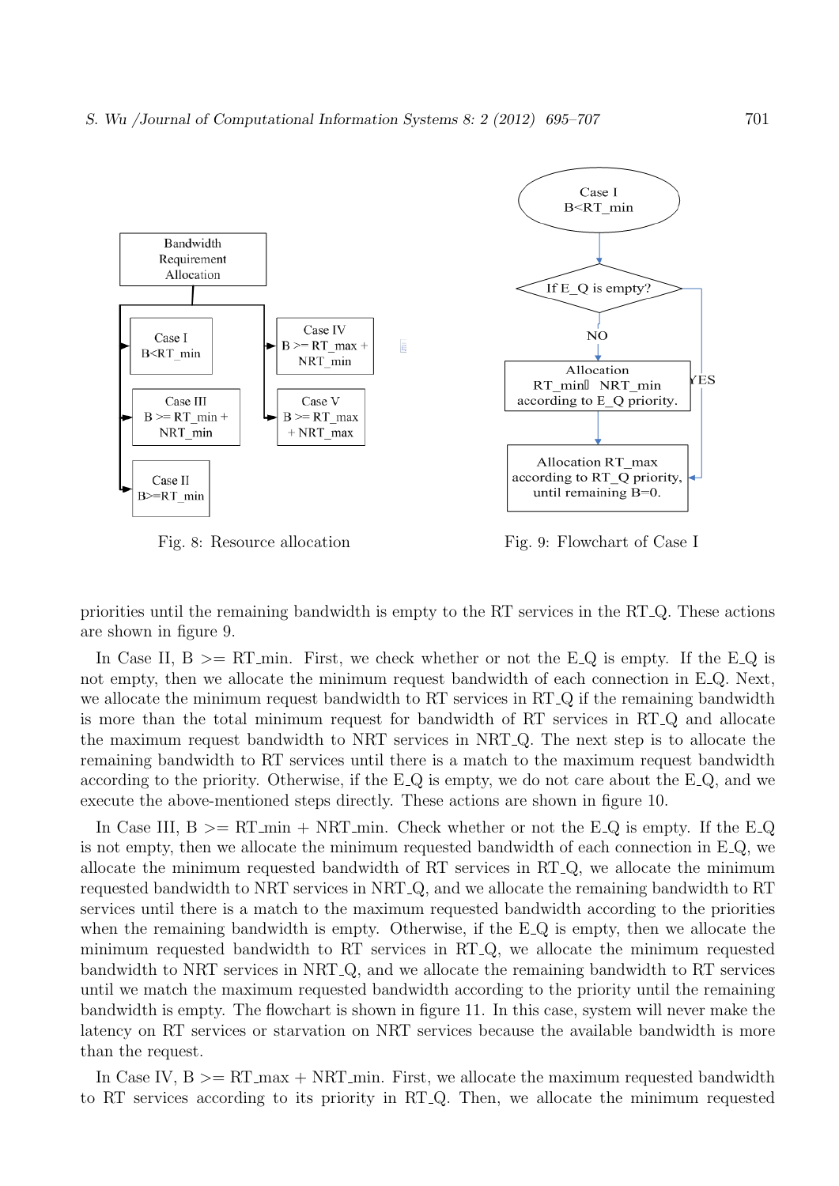Fig. 8: Resource allocation

Fig. 9: Flowchart of Case I

priorities until the remaining bandwidth is empty to the RT services in the RT_Q. These actions are shown in figure 9.

In Case II, B >= RT_min. First, we check whether or not the E_Q is empty. If the E_Q is not empty, then we allocate the minimum request bandwidth of each connection in E_Q. Next, we allocate the minimum request bandwidth to RT services in RT_Q if the remaining bandwidth is more than the total minimum request for bandwidth of RT services in RT_Q and allocate the maximum request bandwidth to NRT services in NRT_Q. The next step is to allocate the remaining bandwidth to RT services until there is a match to the maximum request bandwidth according to the priority. Otherwise, if the E_Q is empty, we do not care about the E_Q, and we execute the above-mentioned steps directly. These actions are shown in figure 10.

In Case III, B >= RT_min + NRT_min. Check whether or not the E_Q is empty. If the E_Q is not empty, then we allocate the minimum requested bandwidth of each connection in E_Q, we allocate the minimum requested bandwidth of RT services in RT_Q, we allocate the minimum requested bandwidth to NRT services in NRT_Q, and we allocate the remaining bandwidth to RT services until there is a match to the maximum requested bandwidth according to the priorities when the remaining bandwidth is empty. Otherwise, if the E_Q is empty, then we allocate the minimum requested bandwidth to RT services in RT_Q, we allocate the minimum requested bandwidth to NRT services in NRT_Q, and we allocate the remaining bandwidth to RT services until we match the maximum requested bandwidth according to the priority until the remaining bandwidth is empty. The flowchart is shown in figure 11. In this case, system will never make the latency on RT services or starvation on NRT services because the available bandwidth is more than the request.

In Case IV, B >= RT_max + NRT_min. First, we allocate the maximum requested bandwidth to RT services according to its priority in RT_Q. Then, we allocate the minimum requested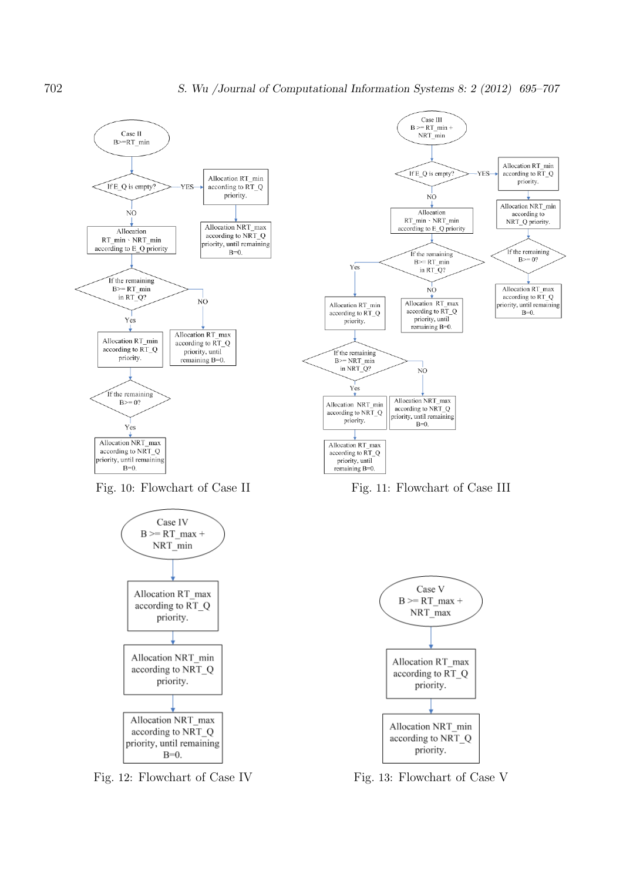Case II
B>=RT_min

If E_Q is empty? — YES → Allocation RT_min according to RT_Q priority. → Allocation NRT_max according to NRT_Q priority, until remaining B=0.

NO → Allocation RT_min、NRT_min according to E_Q priority

If the remaining B>= RT_min in RT_Q?

NO → Allocation RT_max according to RT_Q priority, until remaining B=0.

Yes → Allocation RT_min according to RT_Q priority.

If the remaining B>= 0?

Yes → Allocation NRT_max according to NRT_Q priority, until remaining B=0.

Fig. 10: Flowchart of Case II

Case III
B >= RT_min + NRT_min

If E_Q is empty? — YES → Allocation RT_min according to RT_Q priority. → Allocation NRT_min according to NRT_Q priority. → If the remaining B>= 0? → Allocation RT_max according to RT_Q priority, until remaining B=0.

NO → Allocation RT_min、NRT_min according to E_Q priority

If the remaining B>= RT_min in RT_Q?

NO → Allocation RT_max according to RT_Q priority, until remaining B=0.

Yes → Allocation RT_min according to RT_Q priority.

If the remaining B>= NRT_min in NRT_Q?

NO → Allocation NRT_max according to NRT_Q priority, until remaining B=0.

Yes → Allocation NRT_min according to NRT_Q priority. → Allocation RT_max according to RT_Q priority, until remaining B=0.

Fig. 11: Flowchart of Case III

Case IV
B >= RT_max + NRT_min

Allocation RT_max according to RT_Q priority.

Allocation NRT_min according to NRT_Q priority.

Allocation NRT_max according to NRT_Q priority, until remaining B=0.

Fig. 12: Flowchart of Case IV

Case V
B >= RT_max + NRT_max

Allocation RT_max according to RT_Q priority.

Allocation NRT_min according to NRT_Q priority.

Fig. 13: Flowchart of Case V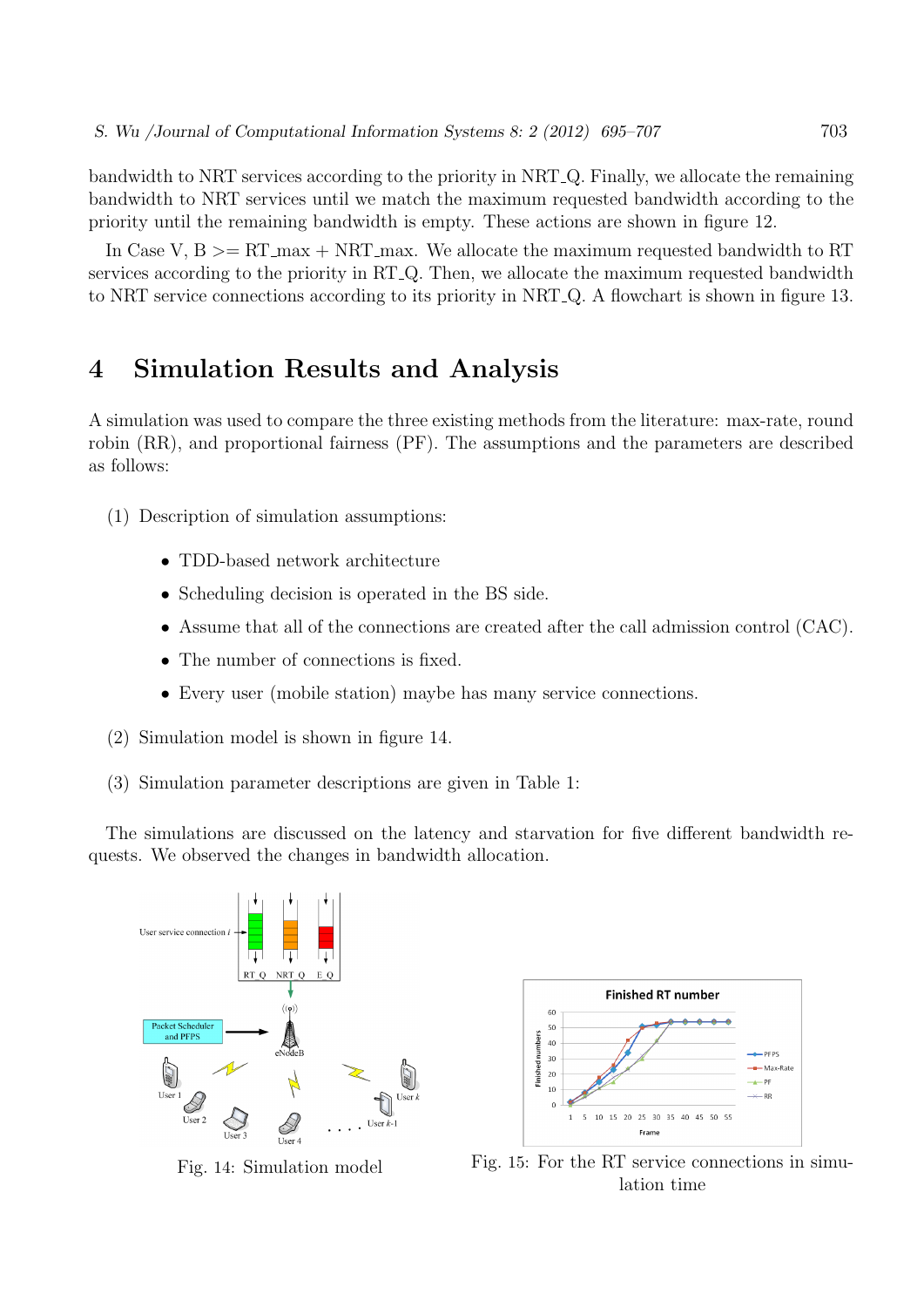bandwidth to NRT services according to the priority in NRT_Q. Finally, we allocate the remaining bandwidth to NRT services until we match the maximum requested bandwidth according to the priority until the remaining bandwidth is empty. These actions are shown in figure 12.

In Case V, B >= RT_max + NRT_max. We allocate the maximum requested bandwidth to RT services according to the priority in RT_Q. Then, we allocate the maximum requested bandwidth to NRT service connections according to its priority in NRT_Q. A flowchart is shown in figure 13.

# 4 Simulation Results and Analysis

A simulation was used to compare the three existing methods from the literature: max-rate, round robin (RR), and proportional fairness (PF). The assumptions and the parameters are described as follows:

(1) Description of simulation assumptions:

- TDD-based network architecture
- Scheduling decision is operated in the BS side.
- Assume that all of the connections are created after the call admission control (CAC).
- The number of connections is fixed.
- Every user (mobile station) maybe has many service connections.

(2) Simulation model is shown in figure 14.

(3) Simulation parameter descriptions are given in Table 1:

The simulations are discussed on the latency and starvation for five different bandwidth requests. We observed the changes in bandwidth allocation.

Fig. 14: Simulation model

Fig. 15: For the RT service connections in simulation time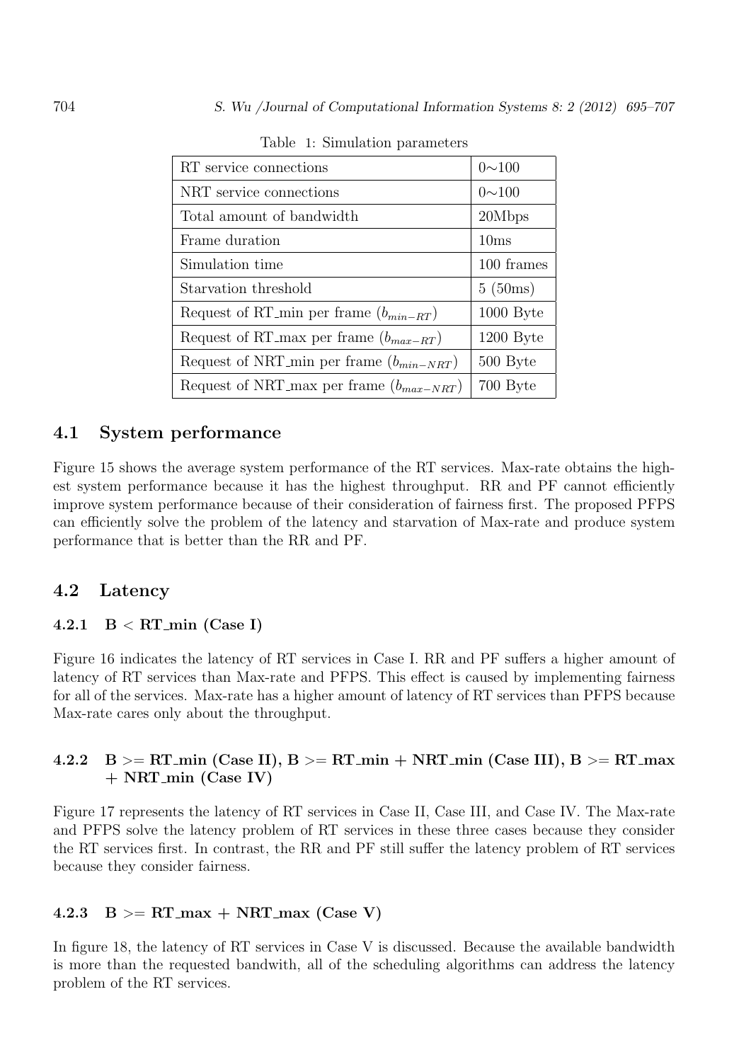Table 1: Simulation parameters

| RT service connections | 0∼100 |
|---|---|
| NRT service connections | 0∼100 |
| Total amount of bandwidth | 20Mbps |
| Frame duration | 10ms |
| Simulation time | 100 frames |
| Starvation threshold | 5 (50ms) |
| Request of RT_min per frame ($b_{min-RT}$) | 1000 Byte |
| Request of RT_max per frame ($b_{max-RT}$) | 1200 Byte |
| Request of NRT_min per frame ($b_{min-NRT}$) | 500 Byte |
| Request of NRT_max per frame ($b_{max-NRT}$) | 700 Byte |

## 4.1 System performance

Figure 15 shows the average system performance of the RT services. Max-rate obtains the highest system performance because it has the highest throughput. RR and PF cannot efficiently improve system performance because of their consideration of fairness first. The proposed PFPS can efficiently solve the problem of the latency and starvation of Max-rate and produce system performance that is better than the RR and PF.

## 4.2 Latency

### 4.2.1 B < RT_min (Case I)

Figure 16 indicates the latency of RT services in Case I. RR and PF suffers a higher amount of latency of RT services than Max-rate and PFPS. This effect is caused by implementing fairness for all of the services. Max-rate has a higher amount of latency of RT services than PFPS because Max-rate cares only about the throughput.

### 4.2.2 B >= RT_min (Case II), B >= RT_min + NRT_min (Case III), B >= RT_max + NRT_min (Case IV)

Figure 17 represents the latency of RT services in Case II, Case III, and Case IV. The Max-rate and PFPS solve the latency problem of RT services in these three cases because they consider the RT services first. In contrast, the RR and PF still suffer the latency problem of RT services because they consider fairness.

### 4.2.3 B >= RT_max + NRT_max (Case V)

In figure 18, the latency of RT services in Case V is discussed. Because the available bandwidth is more than the requested bandwith, all of the scheduling algorithms can address the latency problem of the RT services.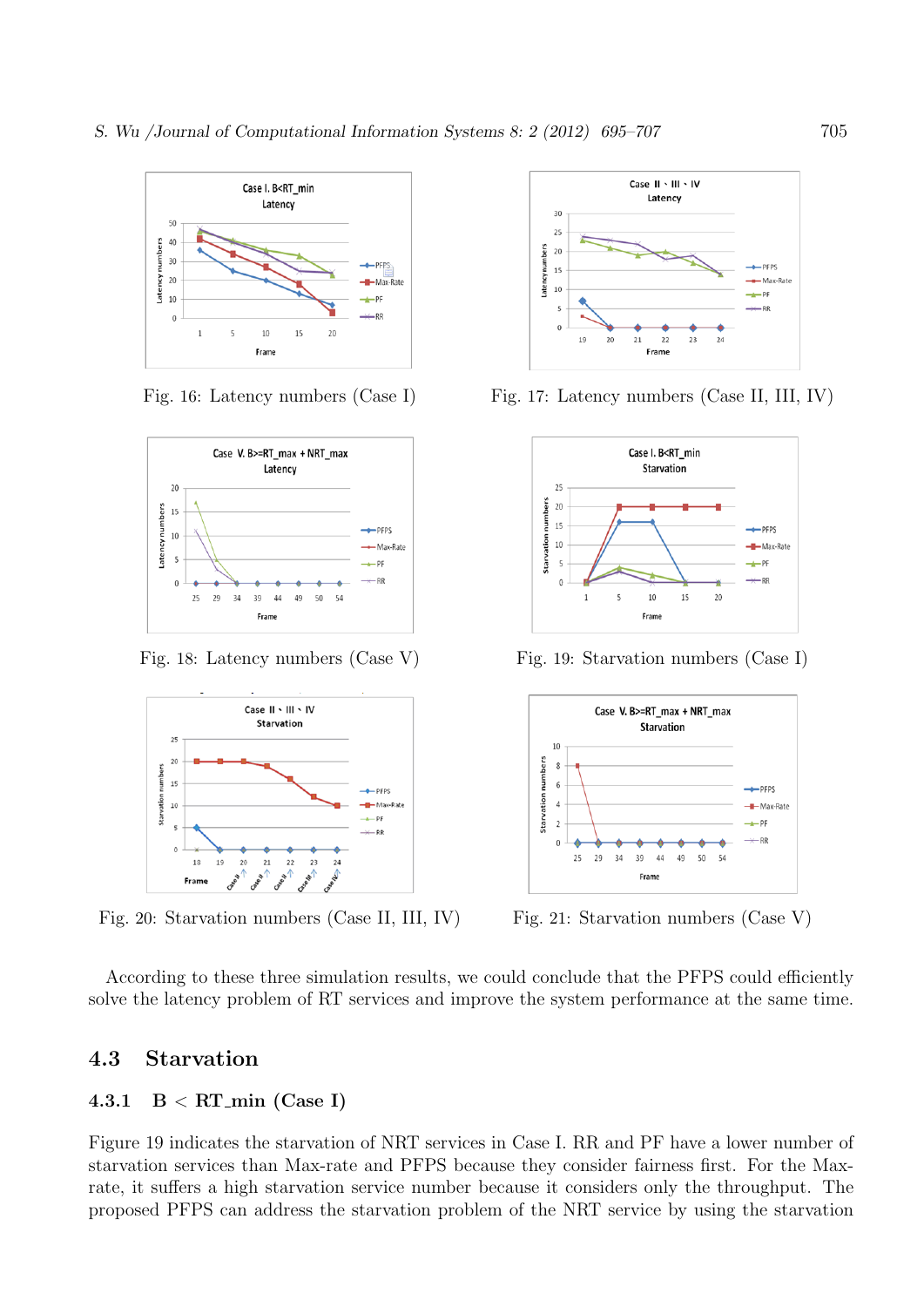Fig. 16: Latency numbers (Case I)

Fig. 17: Latency numbers (Case II, III, IV)

Fig. 18: Latency numbers (Case V)

Fig. 19: Starvation numbers (Case I)

Fig. 20: Starvation numbers (Case II, III, IV)

Fig. 21: Starvation numbers (Case V)

According to these three simulation results, we could conclude that the PFPS could efficiently solve the latency problem of RT services and improve the system performance at the same time.

## 4.3 Starvation

### 4.3.1 B < RT_min (Case I)

Figure 19 indicates the starvation of NRT services in Case I. RR and PF have a lower number of starvation services than Max-rate and PFPS because they consider fairness first. For the Max-rate, it suffers a high starvation service number because it considers only the throughput. The proposed PFPS can address the starvation problem of the NRT service by using the starvation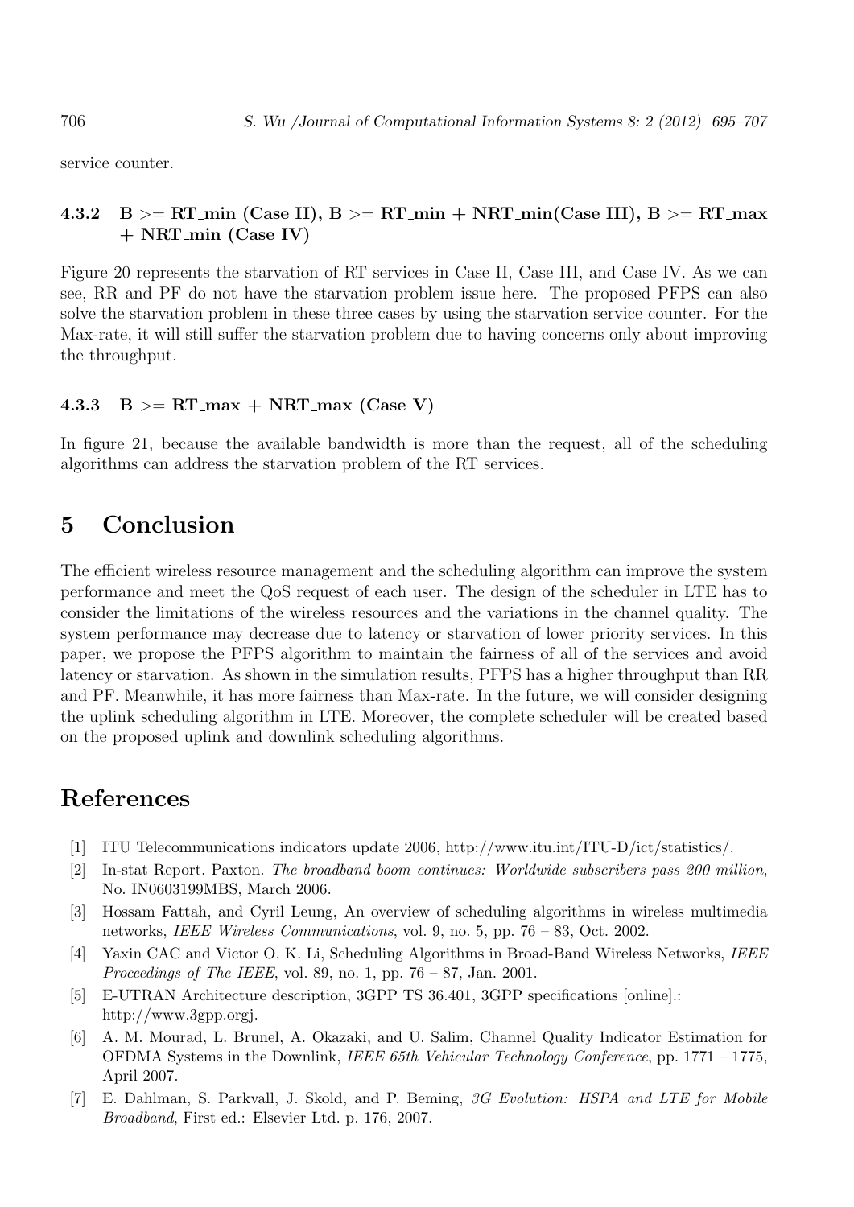service counter.

#### 4.3.2 B >= RT_min (Case II), B >= RT_min + NRT_min(Case III), B >= RT_max + NRT_min (Case IV)

Figure 20 represents the starvation of RT services in Case II, Case III, and Case IV. As we can see, RR and PF do not have the starvation problem issue here. The proposed PFPS can also solve the starvation problem in these three cases by using the starvation service counter. For the Max-rate, it will still suffer the starvation problem due to having concerns only about improving the throughput.

#### 4.3.3 B >= RT_max + NRT_max (Case V)

In figure 21, because the available bandwidth is more than the request, all of the scheduling algorithms can address the starvation problem of the RT services.

## 5 Conclusion

The efficient wireless resource management and the scheduling algorithm can improve the system performance and meet the QoS request of each user. The design of the scheduler in LTE has to consider the limitations of the wireless resources and the variations in the channel quality. The system performance may decrease due to latency or starvation of lower priority services. In this paper, we propose the PFPS algorithm to maintain the fairness of all of the services and avoid latency or starvation. As shown in the simulation results, PFPS has a higher throughput than RR and PF. Meanwhile, it has more fairness than Max-rate. In the future, we will consider designing the uplink scheduling algorithm in LTE. Moreover, the complete scheduler will be created based on the proposed uplink and downlink scheduling algorithms.

## References

[1] ITU Telecommunications indicators update 2006, http://www.itu.int/ITU-D/ict/statistics/.

[2] In-stat Report. Paxton. *The broadband boom continues: Worldwide subscribers pass 200 million*, No. IN0603199MBS, March 2006.

[3] Hossam Fattah, and Cyril Leung, An overview of scheduling algorithms in wireless multimedia networks, *IEEE Wireless Communications*, vol. 9, no. 5, pp. 76 – 83, Oct. 2002.

[4] Yaxin CAC and Victor O. K. Li, Scheduling Algorithms in Broad-Band Wireless Networks, *IEEE Proceedings of The IEEE*, vol. 89, no. 1, pp. 76 – 87, Jan. 2001.

[5] E-UTRAN Architecture description, 3GPP TS 36.401, 3GPP specifications [online].: http://www.3gpp.orgj.

[6] A. M. Mourad, L. Brunel, A. Okazaki, and U. Salim, Channel Quality Indicator Estimation for OFDMA Systems in the Downlink, *IEEE 65th Vehicular Technology Conference*, pp. 1771 – 1775, April 2007.

[7] E. Dahlman, S. Parkvall, J. Skold, and P. Beming, *3G Evolution: HSPA and LTE for Mobile Broadband*, First ed.: Elsevier Ltd. p. 176, 2007.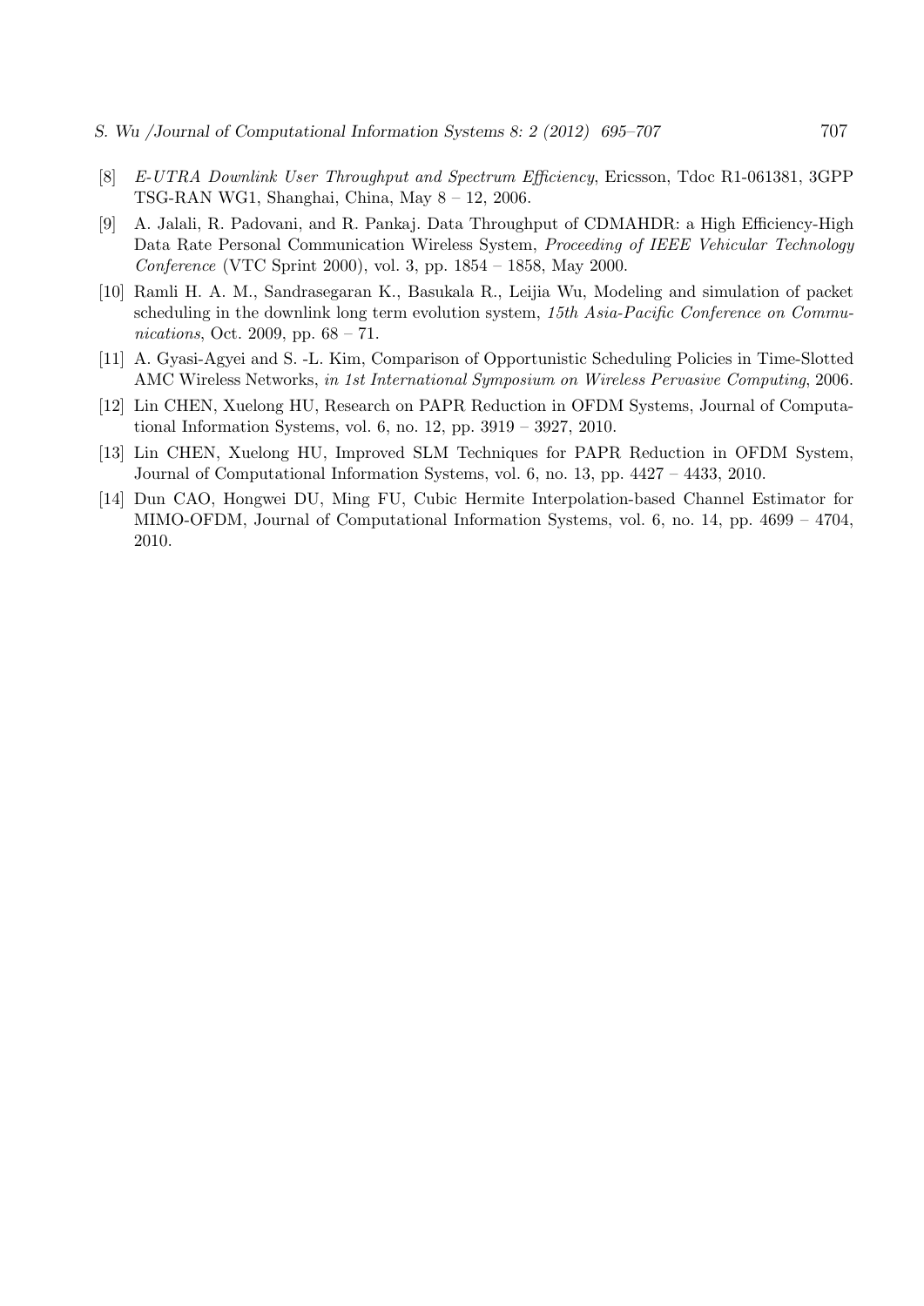[8] *E-UTRA Downlink User Throughput and Spectrum Efficiency*, Ericsson, Tdoc R1-061381, 3GPP TSG-RAN WG1, Shanghai, China, May 8 – 12, 2006.

[9] A. Jalali, R. Padovani, and R. Pankaj. Data Throughput of CDMAHDR: a High Efficiency-High Data Rate Personal Communication Wireless System, *Proceeding of IEEE Vehicular Technology Conference* (VTC Sprint 2000), vol. 3, pp. 1854 – 1858, May 2000.

[10] Ramli H. A. M., Sandrasegaran K., Basukala R., Leijia Wu, Modeling and simulation of packet scheduling in the downlink long term evolution system, *15th Asia-Pacific Conference on Communications*, Oct. 2009, pp. 68 – 71.

[11] A. Gyasi-Agyei and S. -L. Kim, Comparison of Opportunistic Scheduling Policies in Time-Slotted AMC Wireless Networks, *in 1st International Symposium on Wireless Pervasive Computing*, 2006.

[12] Lin CHEN, Xuelong HU, Research on PAPR Reduction in OFDM Systems, Journal of Computational Information Systems, vol. 6, no. 12, pp. 3919 – 3927, 2010.

[13] Lin CHEN, Xuelong HU, Improved SLM Techniques for PAPR Reduction in OFDM System, Journal of Computational Information Systems, vol. 6, no. 13, pp. 4427 – 4433, 2010.

[14] Dun CAO, Hongwei DU, Ming FU, Cubic Hermite Interpolation-based Channel Estimator for MIMO-OFDM, Journal of Computational Information Systems, vol. 6, no. 14, pp. 4699 – 4704, 2010.